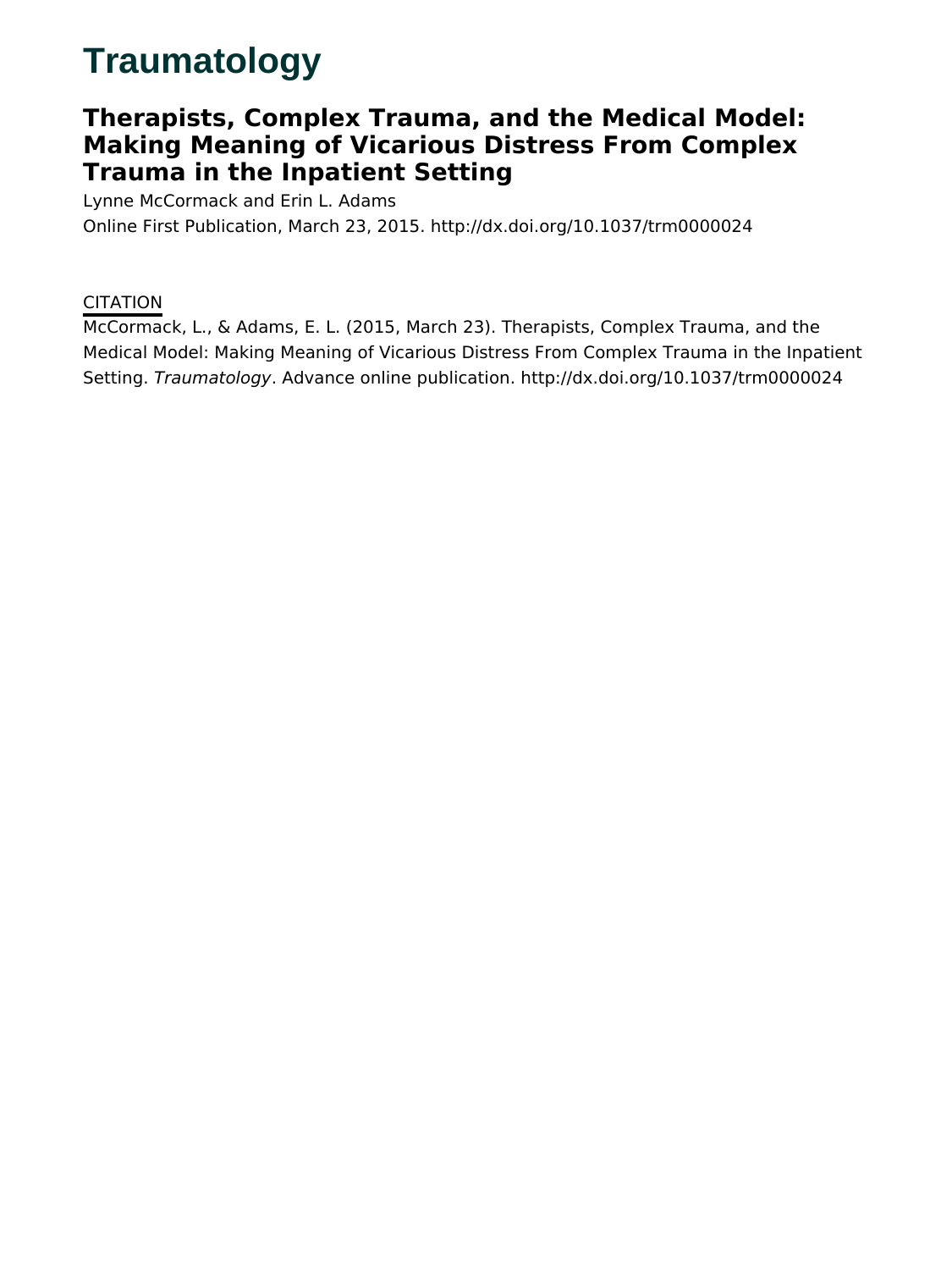# Traumatology

## Therapists, Complex Trauma, and the Medical Model: Making Meaning of Vicarious Distress From Complex Trauma in the Inpatient Setting

Lynne McCormack and Erin L. Adams

Online First Publication, March 23, 2015. http://dx.doi.org/10.1037/trm0000024

CITATION

McCormack, L., & Adams, E. L. (2015, March 23). Therapists, Complex Trauma, and the Medical Model: Making Meaning of Vicarious Distress From Complex Trauma in the Inpatient Setting. *Traumatology*. Advance online publication. http://dx.doi.org/10.1037/trm0000024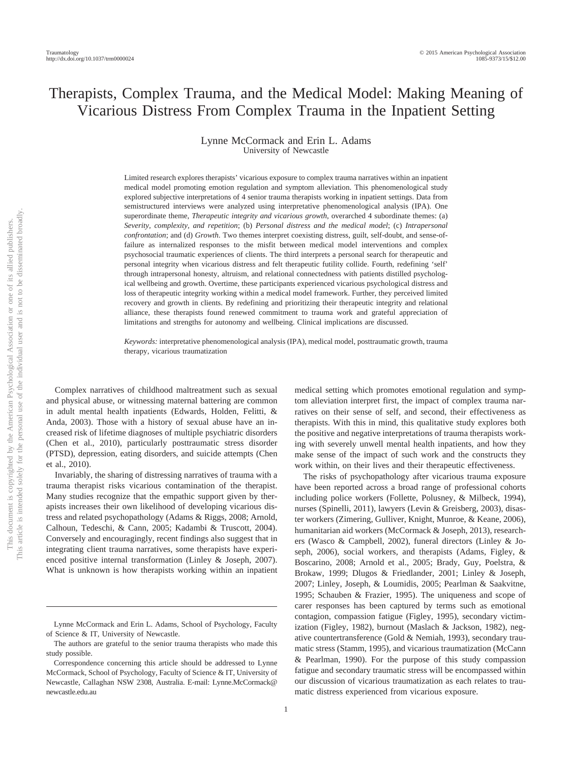# Therapists, Complex Trauma, and the Medical Model: Making Meaning of Vicarious Distress From Complex Trauma in the Inpatient Setting

Lynne McCormack and Erin L. Adams
University of Newcastle

Limited research explores therapists' vicarious exposure to complex trauma narratives within an inpatient medical model promoting emotion regulation and symptom alleviation. This phenomenological study explored subjective interpretations of 4 senior trauma therapists working in inpatient settings. Data from semistructured interviews were analyzed using interpretative phenomenological analysis (IPA). One superordinate theme, *Therapeutic integrity and vicarious growth*, overarched 4 subordinate themes: (a) *Severity, complexity, and repetition*; (b) *Personal distress and the medical model*; (c) *Intrapersonal confrontation*; and (d) *Growth*. Two themes interpret coexisting distress, guilt, self-doubt, and sense-of-failure as internalized responses to the misfit between medical model interventions and complex psychosocial traumatic experiences of clients. The third interprets a personal search for therapeutic and personal integrity when vicarious distress and felt therapeutic futility collide. Fourth, redefining 'self' through intrapersonal honesty, altruism, and relational connectedness with patients distilled psychological wellbeing and growth. Overtime, these participants experienced vicarious psychological distress and loss of therapeutic integrity working within a medical model framework. Further, they perceived limited recovery and growth in clients. By redefining and prioritizing their therapeutic integrity and relational alliance, these therapists found renewed commitment to trauma work and grateful appreciation of limitations and strengths for autonomy and wellbeing. Clinical implications are discussed.

*Keywords:* interpretative phenomenological analysis (IPA), medical model, posttraumatic growth, trauma therapy, vicarious traumatization

Complex narratives of childhood maltreatment such as sexual and physical abuse, or witnessing maternal battering are common in adult mental health inpatients (Edwards, Holden, Felitti, & Anda, 2003). Those with a history of sexual abuse have an increased risk of lifetime diagnoses of multiple psychiatric disorders (Chen et al., 2010), particularly posttraumatic stress disorder (PTSD), depression, eating disorders, and suicide attempts (Chen et al., 2010).

Invariably, the sharing of distressing narratives of trauma with a trauma therapist risks vicarious contamination of the therapist. Many studies recognize that the empathic support given by therapists increases their own likelihood of developing vicarious distress and related psychopathology (Adams & Riggs, 2008; Arnold, Calhoun, Tedeschi, & Cann, 2005; Kadambi & Truscott, 2004). Conversely and encouragingly, recent findings also suggest that in integrating client trauma narratives, some therapists have experienced positive internal transformation (Linley & Joseph, 2007). What is unknown is how therapists working within an inpatient medical setting which promotes emotional regulation and symptom alleviation interpret first, the impact of complex trauma narratives on their sense of self, and second, their effectiveness as therapists. With this in mind, this qualitative study explores both the positive and negative interpretations of trauma therapists working with severely unwell mental health inpatients, and how they make sense of the impact of such work and the constructs they work within, on their lives and their therapeutic effectiveness.

The risks of psychopathology after vicarious trauma exposure have been reported across a broad range of professional cohorts including police workers (Follette, Polusney, & Milbeck, 1994), nurses (Spinelli, 2011), lawyers (Levin & Greisberg, 2003), disaster workers (Zimering, Gulliver, Knight, Munroe, & Keane, 2006), humanitarian aid workers (McCormack & Joseph, 2013), researchers (Wasco & Campbell, 2002), funeral directors (Linley & Joseph, 2006), social workers, and therapists (Adams, Figley, & Boscarino, 2008; Arnold et al., 2005; Brady, Guy, Poelstra, & Brokaw, 1999; Dlugos & Friedlander, 2001; Linley & Joseph, 2007; Linley, Joseph, & Loumidis, 2005; Pearlman & Saakvitne, 1995; Schauben & Frazier, 1995). The uniqueness and scope of carer responses has been captured by terms such as emotional contagion, compassion fatigue (Figley, 1995), secondary victimization (Figley, 1982), burnout (Maslach & Jackson, 1982), negative countertransference (Gold & Nemiah, 1993), secondary traumatic stress (Stamm, 1995), and vicarious traumatization (McCann & Pearlman, 1990). For the purpose of this study compassion fatigue and secondary traumatic stress will be encompassed within our discussion of vicarious traumatization as each relates to traumatic distress experienced from vicarious exposure.

---

Lynne McCormack and Erin L. Adams, School of Psychology, Faculty of Science & IT, University of Newcastle.

The authors are grateful to the senior trauma therapists who made this study possible.

Correspondence concerning this article should be addressed to Lynne McCormack, School of Psychology, Faculty of Science & IT, University of Newcastle, Callaghan NSW 2308, Australia. E-mail: Lynne.McCormack@newcastle.edu.au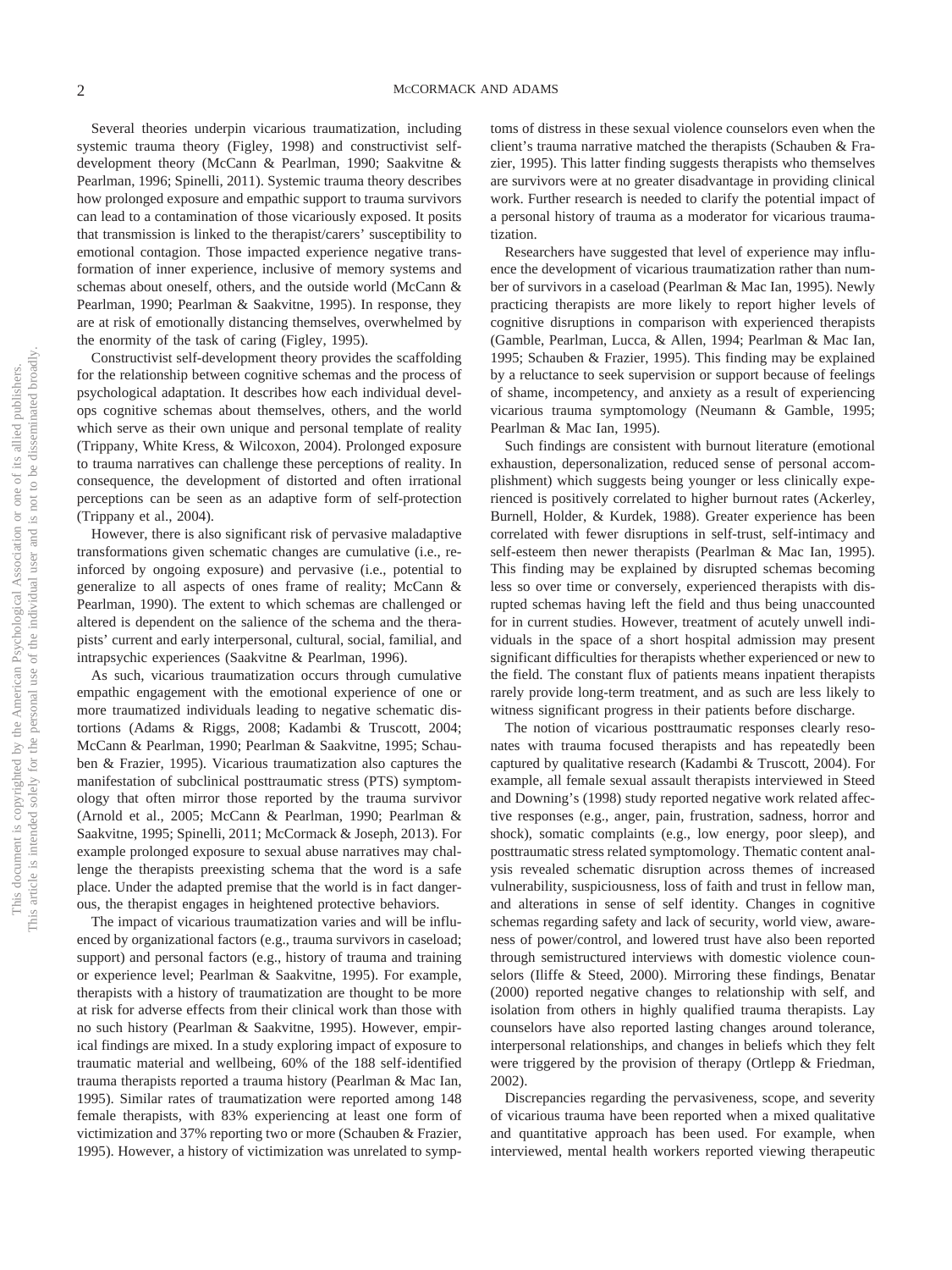Several theories underpin vicarious traumatization, including systemic trauma theory (Figley, 1998) and constructivist self-development theory (McCann & Pearlman, 1990; Saakvitne & Pearlman, 1996; Spinelli, 2011). Systemic trauma theory describes how prolonged exposure and empathic support to trauma survivors can lead to a contamination of those vicariously exposed. It posits that transmission is linked to the therapist/carers' susceptibility to emotional contagion. Those impacted experience negative transformation of inner experience, inclusive of memory systems and schemas about oneself, others, and the outside world (McCann & Pearlman, 1990; Pearlman & Saakvitne, 1995). In response, they are at risk of emotionally distancing themselves, overwhelmed by the enormity of the task of caring (Figley, 1995).

Constructivist self-development theory provides the scaffolding for the relationship between cognitive schemas and the process of psychological adaptation. It describes how each individual develops cognitive schemas about themselves, others, and the world which serve as their own unique and personal template of reality (Trippany, White Kress, & Wilcoxon, 2004). Prolonged exposure to trauma narratives can challenge these perceptions of reality. In consequence, the development of distorted and often irrational perceptions can be seen as an adaptive form of self-protection (Trippany et al., 2004).

However, there is also significant risk of pervasive maladaptive transformations given schematic changes are cumulative (i.e., reinforced by ongoing exposure) and pervasive (i.e., potential to generalize to all aspects of ones frame of reality; McCann & Pearlman, 1990). The extent to which schemas are challenged or altered is dependent on the salience of the schema and the therapists' current and early interpersonal, cultural, social, familial, and intrapsychic experiences (Saakvitne & Pearlman, 1996).

As such, vicarious traumatization occurs through cumulative empathic engagement with the emotional experience of one or more traumatized individuals leading to negative schematic distortions (Adams & Riggs, 2008; Kadambi & Truscott, 2004; McCann & Pearlman, 1990; Pearlman & Saakvitne, 1995; Schauben & Frazier, 1995). Vicarious traumatization also captures the manifestation of subclinical posttraumatic stress (PTS) symptomology that often mirror those reported by the trauma survivor (Arnold et al., 2005; McCann & Pearlman, 1990; Pearlman & Saakvitne, 1995; Spinelli, 2011; McCormack & Joseph, 2013). For example prolonged exposure to sexual abuse narratives may challenge the therapists preexisting schema that the word is a safe place. Under the adapted premise that the world is in fact dangerous, the therapist engages in heightened protective behaviors.

The impact of vicarious traumatization varies and will be influenced by organizational factors (e.g., trauma survivors in caseload; support) and personal factors (e.g., history of trauma and training or experience level; Pearlman & Saakvitne, 1995). For example, therapists with a history of traumatization are thought to be more at risk for adverse effects from their clinical work than those with no such history (Pearlman & Saakvitne, 1995). However, empirical findings are mixed. In a study exploring impact of exposure to traumatic material and wellbeing, 60% of the 188 self-identified trauma therapists reported a trauma history (Pearlman & Mac Ian, 1995). Similar rates of traumatization were reported among 148 female therapists, with 83% experiencing at least one form of victimization and 37% reporting two or more (Schauben & Frazier, 1995). However, a history of victimization was unrelated to symptoms of distress in these sexual violence counselors even when the client's trauma narrative matched the therapists (Schauben & Frazier, 1995). This latter finding suggests therapists who themselves are survivors were at no greater disadvantage in providing clinical work. Further research is needed to clarify the potential impact of a personal history of trauma as a moderator for vicarious traumatization.

Researchers have suggested that level of experience may influence the development of vicarious traumatization rather than number of survivors in a caseload (Pearlman & Mac Ian, 1995). Newly practicing therapists are more likely to report higher levels of cognitive disruptions in comparison with experienced therapists (Gamble, Pearlman, Lucca, & Allen, 1994; Pearlman & Mac Ian, 1995; Schauben & Frazier, 1995). This finding may be explained by a reluctance to seek supervision or support because of feelings of shame, incompetency, and anxiety as a result of experiencing vicarious trauma symptomology (Neumann & Gamble, 1995; Pearlman & Mac Ian, 1995).

Such findings are consistent with burnout literature (emotional exhaustion, depersonalization, reduced sense of personal accomplishment) which suggests being younger or less clinically experienced is positively correlated to higher burnout rates (Ackerley, Burnell, Holder, & Kurdek, 1988). Greater experience has been correlated with fewer disruptions in self-trust, self-intimacy and self-esteem then newer therapists (Pearlman & Mac Ian, 1995). This finding may be explained by disrupted schemas becoming less so over time or conversely, experienced therapists with disrupted schemas having left the field and thus being unaccounted for in current studies. However, treatment of acutely unwell individuals in the space of a short hospital admission may present significant difficulties for therapists whether experienced or new to the field. The constant flux of patients means inpatient therapists rarely provide long-term treatment, and as such are less likely to witness significant progress in their patients before discharge.

The notion of vicarious posttraumatic responses clearly resonates with trauma focused therapists and has repeatedly been captured by qualitative research (Kadambi & Truscott, 2004). For example, all female sexual assault therapists interviewed in Steed and Downing's (1998) study reported negative work related affective responses (e.g., anger, pain, frustration, sadness, horror and shock), somatic complaints (e.g., low energy, poor sleep), and posttraumatic stress related symptomology. Thematic content analysis revealed schematic disruption across themes of increased vulnerability, suspiciousness, loss of faith and trust in fellow man, and alterations in sense of self identity. Changes in cognitive schemas regarding safety and lack of security, world view, awareness of power/control, and lowered trust have also been reported through semistructured interviews with domestic violence counselors (Iliffe & Steed, 2000). Mirroring these findings, Benatar (2000) reported negative changes to relationship with self, and isolation from others in highly qualified trauma therapists. Lay counselors have also reported lasting changes around tolerance, interpersonal relationships, and changes in beliefs which they felt were triggered by the provision of therapy (Ortlepp & Friedman, 2002).

Discrepancies regarding the pervasiveness, scope, and severity of vicarious trauma have been reported when a mixed qualitative and quantitative approach has been used. For example, when interviewed, mental health workers reported viewing therapeutic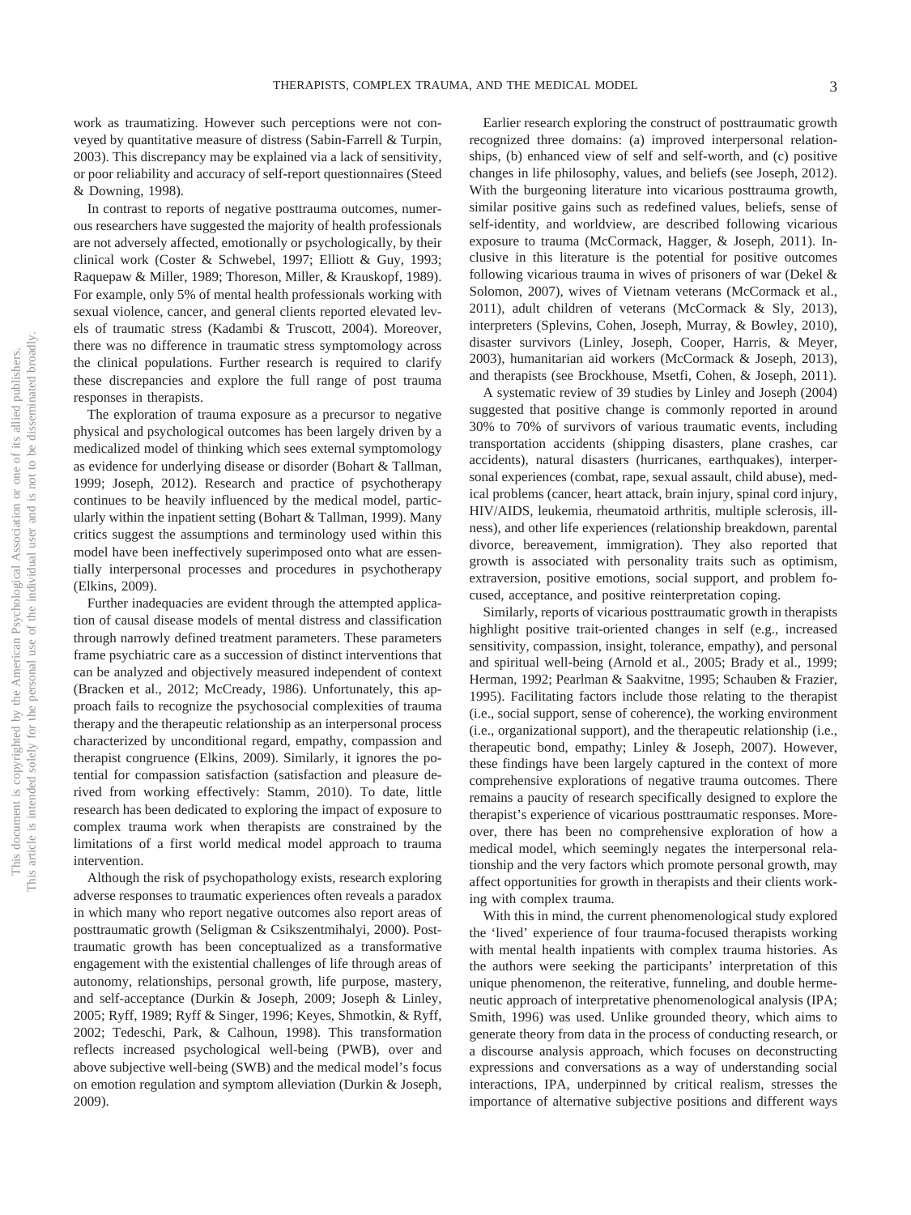work as traumatizing. However such perceptions were not conveyed by quantitative measure of distress (Sabin-Farrell & Turpin, 2003). This discrepancy may be explained via a lack of sensitivity, or poor reliability and accuracy of self-report questionnaires (Steed & Downing, 1998).

In contrast to reports of negative posttrauma outcomes, numerous researchers have suggested the majority of health professionals are not adversely affected, emotionally or psychologically, by their clinical work (Coster & Schwebel, 1997; Elliott & Guy, 1993; Raquepaw & Miller, 1989; Thoreson, Miller, & Krauskopf, 1989). For example, only 5% of mental health professionals working with sexual violence, cancer, and general clients reported elevated levels of traumatic stress (Kadambi & Truscott, 2004). Moreover, there was no difference in traumatic stress symptomology across the clinical populations. Further research is required to clarify these discrepancies and explore the full range of post trauma responses in therapists.

The exploration of trauma exposure as a precursor to negative physical and psychological outcomes has been largely driven by a medicalized model of thinking which sees external symptomology as evidence for underlying disease or disorder (Bohart & Tallman, 1999; Joseph, 2012). Research and practice of psychotherapy continues to be heavily influenced by the medical model, particularly within the inpatient setting (Bohart & Tallman, 1999). Many critics suggest the assumptions and terminology used within this model have been ineffectively superimposed onto what are essentially interpersonal processes and procedures in psychotherapy (Elkins, 2009).

Further inadequacies are evident through the attempted application of causal disease models of mental distress and classification through narrowly defined treatment parameters. These parameters frame psychiatric care as a succession of distinct interventions that can be analyzed and objectively measured independent of context (Bracken et al., 2012; McCready, 1986). Unfortunately, this approach fails to recognize the psychosocial complexities of trauma therapy and the therapeutic relationship as an interpersonal process characterized by unconditional regard, empathy, compassion and therapist congruence (Elkins, 2009). Similarly, it ignores the potential for compassion satisfaction (satisfaction and pleasure derived from working effectively: Stamm, 2010). To date, little research has been dedicated to exploring the impact of exposure to complex trauma work when therapists are constrained by the limitations of a first world medical model approach to trauma intervention.

Although the risk of psychopathology exists, research exploring adverse responses to traumatic experiences often reveals a paradox in which many who report negative outcomes also report areas of posttraumatic growth (Seligman & Csikszentmihalyi, 2000). Posttraumatic growth has been conceptualized as a transformative engagement with the existential challenges of life through areas of autonomy, relationships, personal growth, life purpose, mastery, and self-acceptance (Durkin & Joseph, 2009; Joseph & Linley, 2005; Ryff, 1989; Ryff & Singer, 1996; Keyes, Shmotkin, & Ryff, 2002; Tedeschi, Park, & Calhoun, 1998). This transformation reflects increased psychological well-being (PWB), over and above subjective well-being (SWB) and the medical model's focus on emotion regulation and symptom alleviation (Durkin & Joseph, 2009).

Earlier research exploring the construct of posttraumatic growth recognized three domains: (a) improved interpersonal relationships, (b) enhanced view of self and self-worth, and (c) positive changes in life philosophy, values, and beliefs (see Joseph, 2012). With the burgeoning literature into vicarious posttrauma growth, similar positive gains such as redefined values, beliefs, sense of self-identity, and worldview, are described following vicarious exposure to trauma (McCormack, Hagger, & Joseph, 2011). Inclusive in this literature is the potential for positive outcomes following vicarious trauma in wives of prisoners of war (Dekel & Solomon, 2007), wives of Vietnam veterans (McCormack et al., 2011), adult children of veterans (McCormack & Sly, 2013), interpreters (Splevins, Cohen, Joseph, Murray, & Bowley, 2010), disaster survivors (Linley, Joseph, Cooper, Harris, & Meyer, 2003), humanitarian aid workers (McCormack & Joseph, 2013), and therapists (see Brockhouse, Msetfi, Cohen, & Joseph, 2011).

A systematic review of 39 studies by Linley and Joseph (2004) suggested that positive change is commonly reported in around 30% to 70% of survivors of various traumatic events, including transportation accidents (shipping disasters, plane crashes, car accidents), natural disasters (hurricanes, earthquakes), interpersonal experiences (combat, rape, sexual assault, child abuse), medical problems (cancer, heart attack, brain injury, spinal cord injury, HIV/AIDS, leukemia, rheumatoid arthritis, multiple sclerosis, illness), and other life experiences (relationship breakdown, parental divorce, bereavement, immigration). They also reported that growth is associated with personality traits such as optimism, extraversion, positive emotions, social support, and problem focused, acceptance, and positive reinterpretation coping.

Similarly, reports of vicarious posttraumatic growth in therapists highlight positive trait-oriented changes in self (e.g., increased sensitivity, compassion, insight, tolerance, empathy), and personal and spiritual well-being (Arnold et al., 2005; Brady et al., 1999; Herman, 1992; Pearlman & Saakvitne, 1995; Schauben & Frazier, 1995). Facilitating factors include those relating to the therapist (i.e., social support, sense of coherence), the working environment (i.e., organizational support), and the therapeutic relationship (i.e., therapeutic bond, empathy; Linley & Joseph, 2007). However, these findings have been largely captured in the context of more comprehensive explorations of negative trauma outcomes. There remains a paucity of research specifically designed to explore the therapist's experience of vicarious posttraumatic responses. Moreover, there has been no comprehensive exploration of how a medical model, which seemingly negates the interpersonal relationship and the very factors which promote personal growth, may affect opportunities for growth in therapists and their clients working with complex trauma.

With this in mind, the current phenomenological study explored the 'lived' experience of four trauma-focused therapists working with mental health inpatients with complex trauma histories. As the authors were seeking the participants' interpretation of this unique phenomenon, the reiterative, funneling, and double hermeneutic approach of interpretative phenomenological analysis (IPA; Smith, 1996) was used. Unlike grounded theory, which aims to generate theory from data in the process of conducting research, or a discourse analysis approach, which focuses on deconstructing expressions and conversations as a way of understanding social interactions, IPA, underpinned by critical realism, stresses the importance of alternative subjective positions and different ways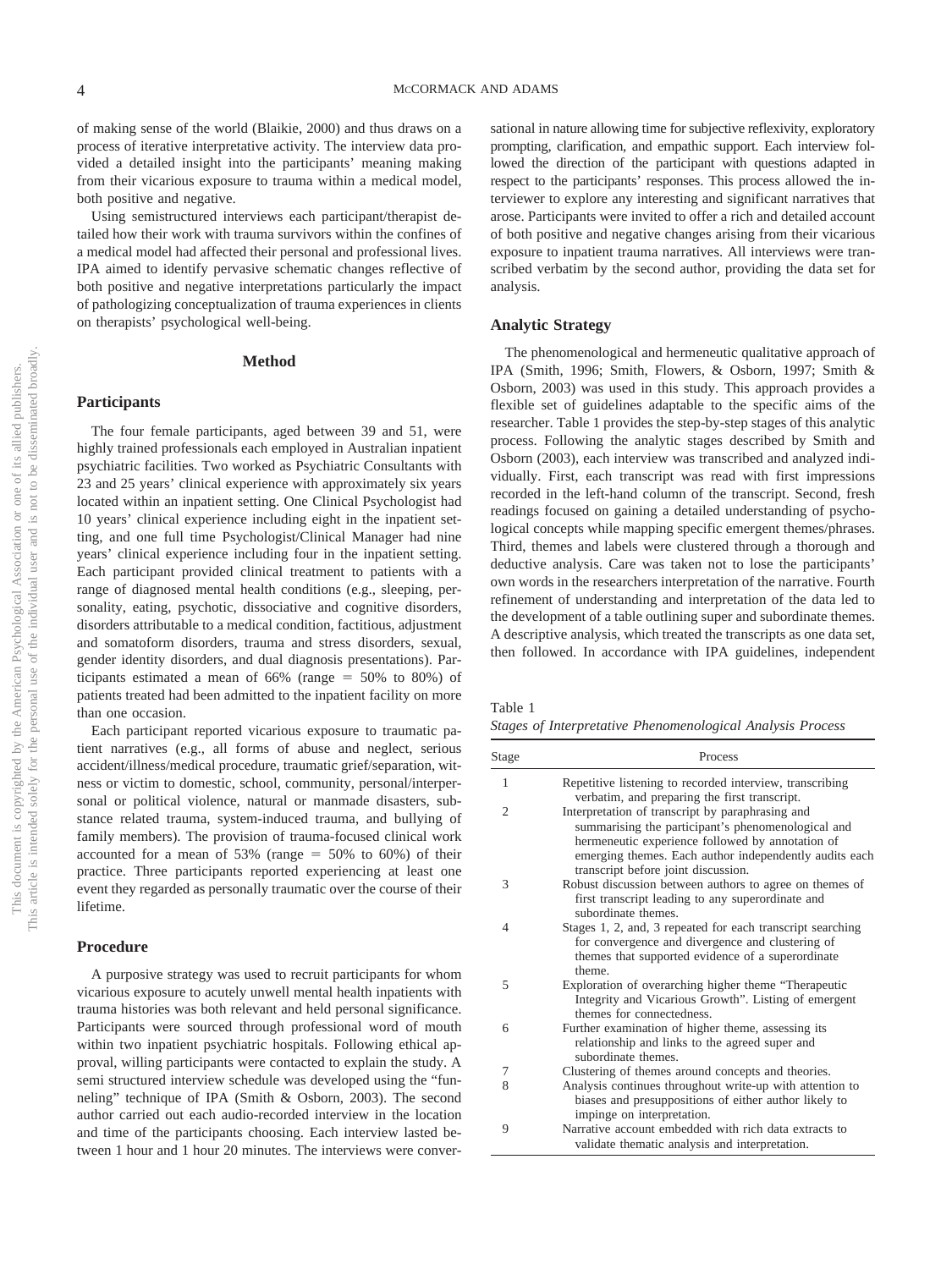of making sense of the world (Blaikie, 2000) and thus draws on a process of iterative interpretative activity. The interview data provided a detailed insight into the participants' meaning making from their vicarious exposure to trauma within a medical model, both positive and negative.

Using semistructured interviews each participant/therapist detailed how their work with trauma survivors within the confines of a medical model had affected their personal and professional lives. IPA aimed to identify pervasive schematic changes reflective of both positive and negative interpretations particularly the impact of pathologizing conceptualization of trauma experiences in clients on therapists' psychological well-being.

## Method

### Participants

The four female participants, aged between 39 and 51, were highly trained professionals each employed in Australian inpatient psychiatric facilities. Two worked as Psychiatric Consultants with 23 and 25 years' clinical experience with approximately six years located within an inpatient setting. One Clinical Psychologist had 10 years' clinical experience including eight in the inpatient setting, and one full time Psychologist/Clinical Manager had nine years' clinical experience including four in the inpatient setting. Each participant provided clinical treatment to patients with a range of diagnosed mental health conditions (e.g., sleeping, personality, eating, psychotic, dissociative and cognitive disorders, disorders attributable to a medical condition, factitious, adjustment and somatoform disorders, trauma and stress disorders, sexual, gender identity disorders, and dual diagnosis presentations). Participants estimated a mean of 66% (range = 50% to 80%) of patients treated had been admitted to the inpatient facility on more than one occasion.

Each participant reported vicarious exposure to traumatic patient narratives (e.g., all forms of abuse and neglect, serious accident/illness/medical procedure, traumatic grief/separation, witness or victim to domestic, school, community, personal/interpersonal or political violence, natural or manmade disasters, substance related trauma, system-induced trauma, and bullying of family members). The provision of trauma-focused clinical work accounted for a mean of 53% (range = 50% to 60%) of their practice. Three participants reported experiencing at least one event they regarded as personally traumatic over the course of their lifetime.

### Procedure

A purposive strategy was used to recruit participants for whom vicarious exposure to acutely unwell mental health inpatients with trauma histories was both relevant and held personal significance. Participants were sourced through professional word of mouth within two inpatient psychiatric hospitals. Following ethical approval, willing participants were contacted to explain the study. A semi structured interview schedule was developed using the "funneling" technique of IPA (Smith & Osborn, 2003). The second author carried out each audio-recorded interview in the location and time of the participants choosing. Each interview lasted between 1 hour and 1 hour 20 minutes. The interviews were conversational in nature allowing time for subjective reflexivity, exploratory prompting, clarification, and empathic support. Each interview followed the direction of the participant with questions adapted in respect to the participants' responses. This process allowed the interviewer to explore any interesting and significant narratives that arose. Participants were invited to offer a rich and detailed account of both positive and negative changes arising from their vicarious exposure to inpatient trauma narratives. All interviews were transcribed verbatim by the second author, providing the data set for analysis.

### Analytic Strategy

The phenomenological and hermeneutic qualitative approach of IPA (Smith, 1996; Smith, Flowers, & Osborn, 1997; Smith & Osborn, 2003) was used in this study. This approach provides a flexible set of guidelines adaptable to the specific aims of the researcher. Table 1 provides the step-by-step stages of this analytic process. Following the analytic stages described by Smith and Osborn (2003), each interview was transcribed and analyzed individually. First, each transcript was read with first impressions recorded in the left-hand column of the transcript. Second, fresh readings focused on gaining a detailed understanding of psychological concepts while mapping specific emergent themes/phrases. Third, themes and labels were clustered through a thorough and deductive analysis. Care was taken not to lose the participants' own words in the researchers interpretation of the narrative. Fourth refinement of understanding and interpretation of the data led to the development of a table outlining super and subordinate themes. A descriptive analysis, which treated the transcripts as one data set, then followed. In accordance with IPA guidelines, independent

Table 1
*Stages of Interpretative Phenomenological Analysis Process*

| Stage | Process |
|---|---|
| 1 | Repetitive listening to recorded interview, transcribing verbatim, and preparing the first transcript. |
| 2 | Interpretation of transcript by paraphrasing and summarising the participant's phenomenological and hermeneutic experience followed by annotation of emerging themes. Each author independently audits each transcript before joint discussion. |
| 3 | Robust discussion between authors to agree on themes of first transcript leading to any superordinate and subordinate themes. |
| 4 | Stages 1, 2, and, 3 repeated for each transcript searching for convergence and divergence and clustering of themes that supported evidence of a superordinate theme. |
| 5 | Exploration of overarching higher theme "Therapeutic Integrity and Vicarious Growth". Listing of emergent themes for connectedness. |
| 6 | Further examination of higher theme, assessing its relationship and links to the agreed super and subordinate themes. |
| 7 | Clustering of themes around concepts and theories. |
| 8 | Analysis continues throughout write-up with attention to biases and presuppositions of either author likely to impinge on interpretation. |
| 9 | Narrative account embedded with rich data extracts to validate thematic analysis and interpretation. |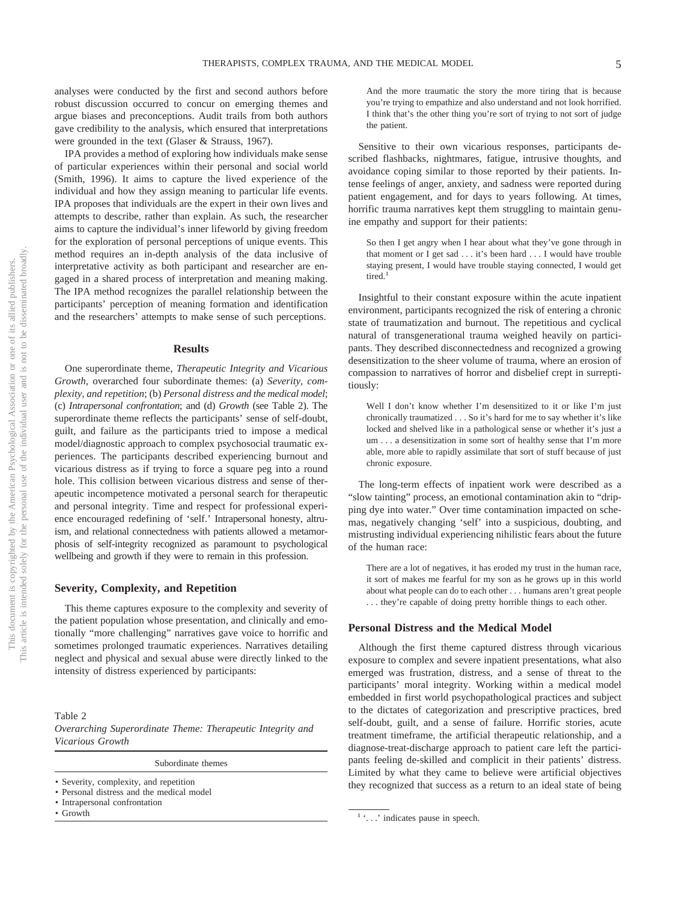analyses were conducted by the first and second authors before robust discussion occurred to concur on emerging themes and argue biases and preconceptions. Audit trails from both authors gave credibility to the analysis, which ensured that interpretations were grounded in the text (Glaser & Strauss, 1967).

IPA provides a method of exploring how individuals make sense of particular experiences within their personal and social world (Smith, 1996). It aims to capture the lived experience of the individual and how they assign meaning to particular life events. IPA proposes that individuals are the expert in their own lives and attempts to describe, rather than explain. As such, the researcher aims to capture the individual's inner lifeworld by giving freedom for the exploration of personal perceptions of unique events. This method requires an in-depth analysis of the data inclusive of interpretative activity as both participant and researcher are engaged in a shared process of interpretation and meaning making. The IPA method recognizes the parallel relationship between the participants' perception of meaning formation and identification and the researchers' attempts to make sense of such perceptions.

## Results

One superordinate theme, *Therapeutic Integrity and Vicarious Growth*, overarched four subordinate themes: (a) *Severity, complexity, and repetition*; (b) *Personal distress and the medical model*; (c) *Intrapersonal confrontation*; and (d) *Growth* (see Table 2). The superordinate theme reflects the participants' sense of self-doubt, guilt, and failure as the participants tried to impose a medical model/diagnostic approach to complex psychosocial traumatic experiences. The participants described experiencing burnout and vicarious distress as if trying to force a square peg into a round hole. This collision between vicarious distress and sense of therapeutic incompetence motivated a personal search for therapeutic and personal integrity. Time and respect for professional experience encouraged redefining of 'self.' Intrapersonal honesty, altruism, and relational connectedness with patients allowed a metamorphosis of self-integrity recognized as paramount to psychological wellbeing and growth if they were to remain in this profession.

### Severity, Complexity, and Repetition

This theme captures exposure to the complexity and severity of the patient population whose presentation, and clinically and emotionally "more challenging" narratives gave voice to horrific and sometimes prolonged traumatic experiences. Narratives detailing neglect and physical and sexual abuse were directly linked to the intensity of distress experienced by participants:

> And the more traumatic the story the more tiring that is because you're trying to empathize and also understand and not look horrified. I think that's the other thing you're sort of trying to not sort of judge the patient.

Sensitive to their own vicarious responses, participants described flashbacks, nightmares, fatigue, intrusive thoughts, and avoidance coping similar to those reported by their patients. Intense feelings of anger, anxiety, and sadness were reported during patient engagement, and for days to years following. At times, horrific trauma narratives kept them struggling to maintain genuine empathy and support for their patients:

> So then I get angry when I hear about what they've gone through in that moment or I get sad . . . it's been hard . . . I would have trouble staying present, I would have trouble staying connected, I would get tired.[1]

Insightful to their constant exposure within the acute inpatient environment, participants recognized the risk of entering a chronic state of traumatization and burnout. The repetitious and cyclical natural of transgenerational trauma weighed heavily on participants. They described disconnectedness and recognized a growing desensitization to the sheer volume of trauma, where an erosion of compassion to narratives of horror and disbelief crept in surreptitiously:

> Well I don't know whether I'm desensitized to it or like I'm just chronically traumatized . . . So it's hard for me to say whether it's like locked and shelved like in a pathological sense or whether it's just a um . . . a desensitization in some sort of healthy sense that I'm more able, more able to rapidly assimilate that sort of stuff because of just chronic exposure.

The long-term effects of inpatient work were described as a "slow tainting" process, an emotional contamination akin to "dripping dye into water." Over time contamination impacted on schemas, negatively changing 'self' into a suspicious, doubting, and mistrusting individual experiencing nihilistic fears about the future of the human race:

> There are a lot of negatives, it has eroded my trust in the human race, it sort of makes me fearful for my son as he grows up in this world about what people can do to each other . . . humans aren't great people . . . they're capable of doing pretty horrible things to each other.

### Personal Distress and the Medical Model

Although the first theme captured distress through vicarious exposure to complex and severe inpatient presentations, what also emerged was frustration, distress, and a sense of threat to the participants' moral integrity. Working within a medical model embedded in first world psychopathological practices and subject to the dictates of categorization and prescriptive practices, bred self-doubt, guilt, and a sense of failure. Horrific stories, acute treatment timeframe, the artificial therapeutic relationship, and a diagnose-treat-discharge approach to patient care left the participants feeling de-skilled and complicit in their patients' distress. Limited by what they came to believe were artificial objectives they recognized that success as a return to an ideal state of being

Table 2
*Overarching Superordinate Theme: Therapeutic Integrity and Vicarious Growth*

| Subordinate themes |
| --- |
| • Severity, complexity, and repetition |
| • Personal distress and the medical model |
| • Intrapersonal confrontation |
| • Growth |

[1] '. . .' indicates pause in speech.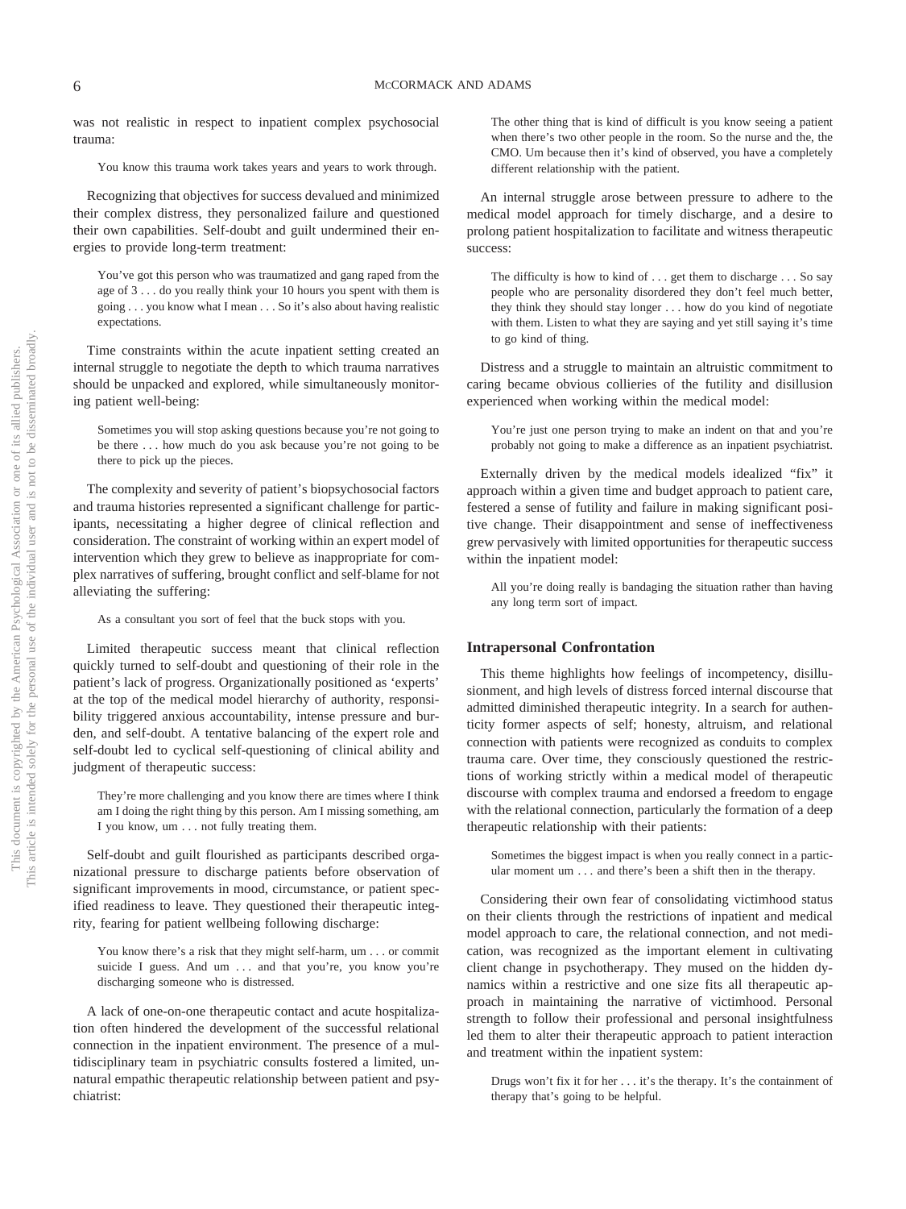was not realistic in respect to inpatient complex psychosocial trauma:

> You know this trauma work takes years and years to work through.

Recognizing that objectives for success devalued and minimized their complex distress, they personalized failure and questioned their own capabilities. Self-doubt and guilt undermined their energies to provide long-term treatment:

> You've got this person who was traumatized and gang raped from the age of 3 . . . do you really think your 10 hours you spent with them is going . . . you know what I mean . . . So it's also about having realistic expectations.

Time constraints within the acute inpatient setting created an internal struggle to negotiate the depth to which trauma narratives should be unpacked and explored, while simultaneously monitoring patient well-being:

> Sometimes you will stop asking questions because you're not going to be there . . . how much do you ask because you're not going to be there to pick up the pieces.

The complexity and severity of patient's biopsychosocial factors and trauma histories represented a significant challenge for participants, necessitating a higher degree of clinical reflection and consideration. The constraint of working within an expert model of intervention which they grew to believe as inappropriate for complex narratives of suffering, brought conflict and self-blame for not alleviating the suffering:

> As a consultant you sort of feel that the buck stops with you.

Limited therapeutic success meant that clinical reflection quickly turned to self-doubt and questioning of their role in the patient's lack of progress. Organizationally positioned as 'experts' at the top of the medical model hierarchy of authority, responsibility triggered anxious accountability, intense pressure and burden, and self-doubt. A tentative balancing of the expert role and self-doubt led to cyclical self-questioning of clinical ability and judgment of therapeutic success:

> They're more challenging and you know there are times where I think am I doing the right thing by this person. Am I missing something, am I you know, um . . . not fully treating them.

Self-doubt and guilt flourished as participants described organizational pressure to discharge patients before observation of significant improvements in mood, circumstance, or patient specified readiness to leave. They questioned their therapeutic integrity, fearing for patient wellbeing following discharge:

> You know there's a risk that they might self-harm, um . . . or commit suicide I guess. And um . . . and that you're, you know you're discharging someone who is distressed.

A lack of one-on-one therapeutic contact and acute hospitalization often hindered the development of the successful relational connection in the inpatient environment. The presence of a multidisciplinary team in psychiatric consults fostered a limited, unnatural empathic therapeutic relationship between patient and psychiatrist:

> The other thing that is kind of difficult is you know seeing a patient when there's two other people in the room. So the nurse and the, the CMO. Um because then it's kind of observed, you have a completely different relationship with the patient.

An internal struggle arose between pressure to adhere to the medical model approach for timely discharge, and a desire to prolong patient hospitalization to facilitate and witness therapeutic success:

> The difficulty is how to kind of . . . get them to discharge . . . So say people who are personality disordered they don't feel much better, they think they should stay longer . . . how do you kind of negotiate with them. Listen to what they are saying and yet still saying it's time to go kind of thing.

Distress and a struggle to maintain an altruistic commitment to caring became obvious collieries of the futility and disillusion experienced when working within the medical model:

> You're just one person trying to make an indent on that and you're probably not going to make a difference as an inpatient psychiatrist.

Externally driven by the medical models idealized "fix" it approach within a given time and budget approach to patient care, festered a sense of futility and failure in making significant positive change. Their disappointment and sense of ineffectiveness grew pervasively with limited opportunities for therapeutic success within the inpatient model:

> All you're doing really is bandaging the situation rather than having any long term sort of impact.

## Intrapersonal Confrontation

This theme highlights how feelings of incompetency, disillusionment, and high levels of distress forced internal discourse that admitted diminished therapeutic integrity. In a search for authenticity former aspects of self; honesty, altruism, and relational connection with patients were recognized as conduits to complex trauma care. Over time, they consciously questioned the restrictions of working strictly within a medical model of therapeutic discourse with complex trauma and endorsed a freedom to engage with the relational connection, particularly the formation of a deep therapeutic relationship with their patients:

> Sometimes the biggest impact is when you really connect in a particular moment um . . . and there's been a shift then in the therapy.

Considering their own fear of consolidating victimhood status on their clients through the restrictions of inpatient and medical model approach to care, the relational connection, and not medication, was recognized as the important element in cultivating client change in psychotherapy. They mused on the hidden dynamics within a restrictive and one size fits all therapeutic approach in maintaining the narrative of victimhood. Personal strength to follow their professional and personal insightfulness led them to alter their therapeutic approach to patient interaction and treatment within the inpatient system:

> Drugs won't fix it for her . . . it's the therapy. It's the containment of therapy that's going to be helpful.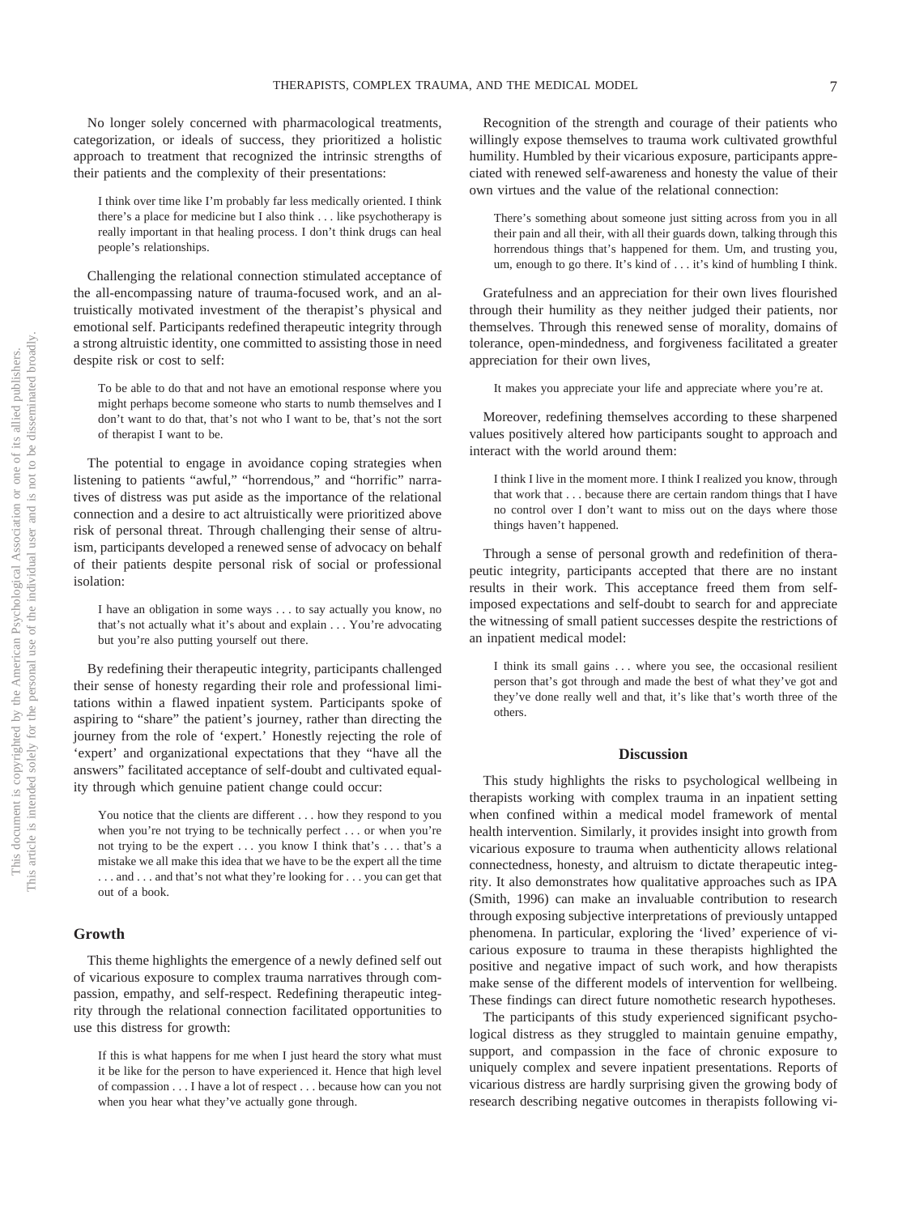No longer solely concerned with pharmacological treatments, categorization, or ideals of success, they prioritized a holistic approach to treatment that recognized the intrinsic strengths of their patients and the complexity of their presentations:

> I think over time like I'm probably far less medically oriented. I think there's a place for medicine but I also think . . . like psychotherapy is really important in that healing process. I don't think drugs can heal people's relationships.

Challenging the relational connection stimulated acceptance of the all-encompassing nature of trauma-focused work, and an altruistically motivated investment of the therapist's physical and emotional self. Participants redefined therapeutic integrity through a strong altruistic identity, one committed to assisting those in need despite risk or cost to self:

> To be able to do that and not have an emotional response where you might perhaps become someone who starts to numb themselves and I don't want to do that, that's not who I want to be, that's not the sort of therapist I want to be.

The potential to engage in avoidance coping strategies when listening to patients "awful," "horrendous," and "horrific" narratives of distress was put aside as the importance of the relational connection and a desire to act altruistically were prioritized above risk of personal threat. Through challenging their sense of altruism, participants developed a renewed sense of advocacy on behalf of their patients despite personal risk of social or professional isolation:

> I have an obligation in some ways . . . to say actually you know, no that's not actually what it's about and explain . . . You're advocating but you're also putting yourself out there.

By redefining their therapeutic integrity, participants challenged their sense of honesty regarding their role and professional limitations within a flawed inpatient system. Participants spoke of aspiring to "share" the patient's journey, rather than directing the journey from the role of 'expert.' Honestly rejecting the role of 'expert' and organizational expectations that they "have all the answers" facilitated acceptance of self-doubt and cultivated equality through which genuine patient change could occur:

> You notice that the clients are different . . . how they respond to you when you're not trying to be technically perfect . . . or when you're not trying to be the expert . . . you know I think that's . . . that's a mistake we all make this idea that we have to be the expert all the time . . . and . . . and that's not what they're looking for . . . you can get that out of a book.

### Growth

This theme highlights the emergence of a newly defined self out of vicarious exposure to complex trauma narratives through compassion, empathy, and self-respect. Redefining therapeutic integrity through the relational connection facilitated opportunities to use this distress for growth:

> If this is what happens for me when I just heard the story what must it be like for the person to have experienced it. Hence that high level of compassion . . . I have a lot of respect . . . because how can you not when you hear what they've actually gone through.

Recognition of the strength and courage of their patients who willingly expose themselves to trauma work cultivated growthful humility. Humbled by their vicarious exposure, participants appreciated with renewed self-awareness and honesty the value of their own virtues and the value of the relational connection:

> There's something about someone just sitting across from you in all their pain and all their, with all their guards down, talking through this horrendous things that's happened for them. Um, and trusting you, um, enough to go there. It's kind of . . . it's kind of humbling I think.

Gratefulness and an appreciation for their own lives flourished through their humility as they neither judged their patients, nor themselves. Through this renewed sense of morality, domains of tolerance, open-mindedness, and forgiveness facilitated a greater appreciation for their own lives,

> It makes you appreciate your life and appreciate where you're at.

Moreover, redefining themselves according to these sharpened values positively altered how participants sought to approach and interact with the world around them:

> I think I live in the moment more. I think I realized you know, through that work that . . . because there are certain random things that I have no control over I don't want to miss out on the days where those things haven't happened.

Through a sense of personal growth and redefinition of therapeutic integrity, participants accepted that there are no instant results in their work. This acceptance freed them from self-imposed expectations and self-doubt to search for and appreciate the witnessing of small patient successes despite the restrictions of an inpatient medical model:

> I think its small gains . . . where you see, the occasional resilient person that's got through and made the best of what they've got and they've done really well and that, it's like that's worth three of the others.

## Discussion

This study highlights the risks to psychological wellbeing in therapists working with complex trauma in an inpatient setting when confined within a medical model framework of mental health intervention. Similarly, it provides insight into growth from vicarious exposure to trauma when authenticity allows relational connectedness, honesty, and altruism to dictate therapeutic integrity. It also demonstrates how qualitative approaches such as IPA (Smith, 1996) can make an invaluable contribution to research through exposing subjective interpretations of previously untapped phenomena. In particular, exploring the 'lived' experience of vicarious exposure to trauma in these therapists highlighted the positive and negative impact of such work, and how therapists make sense of the different models of intervention for wellbeing. These findings can direct future nomothetic research hypotheses.

The participants of this study experienced significant psychological distress as they struggled to maintain genuine empathy, support, and compassion in the face of chronic exposure to uniquely complex and severe inpatient presentations. Reports of vicarious distress are hardly surprising given the growing body of research describing negative outcomes in therapists following vi-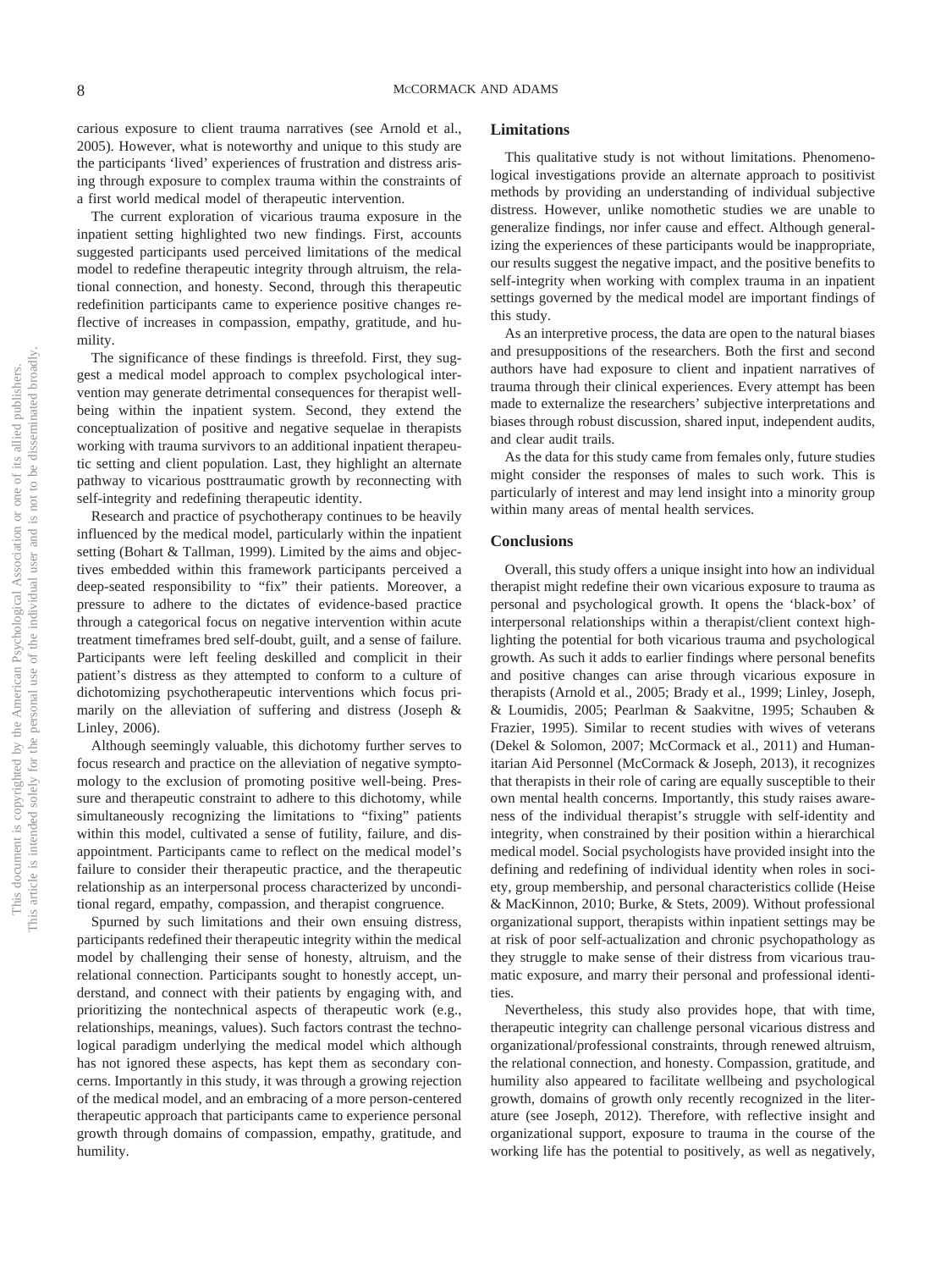carious exposure to client trauma narratives (see Arnold et al., 2005). However, what is noteworthy and unique to this study are the participants 'lived' experiences of frustration and distress arising through exposure to complex trauma within the constraints of a first world medical model of therapeutic intervention.

The current exploration of vicarious trauma exposure in the inpatient setting highlighted two new findings. First, accounts suggested participants used perceived limitations of the medical model to redefine therapeutic integrity through altruism, the relational connection, and honesty. Second, through this therapeutic redefinition participants came to experience positive changes reflective of increases in compassion, empathy, gratitude, and humility.

The significance of these findings is threefold. First, they suggest a medical model approach to complex psychological intervention may generate detrimental consequences for therapist wellbeing within the inpatient system. Second, they extend the conceptualization of positive and negative sequelae in therapists working with trauma survivors to an additional inpatient therapeutic setting and client population. Last, they highlight an alternate pathway to vicarious posttraumatic growth by reconnecting with self-integrity and redefining therapeutic identity.

Research and practice of psychotherapy continues to be heavily influenced by the medical model, particularly within the inpatient setting (Bohart & Tallman, 1999). Limited by the aims and objectives embedded within this framework participants perceived a deep-seated responsibility to "fix" their patients. Moreover, a pressure to adhere to the dictates of evidence-based practice through a categorical focus on negative intervention within acute treatment timeframes bred self-doubt, guilt, and a sense of failure. Participants were left feeling deskilled and complicit in their patient's distress as they attempted to conform to a culture of dichotomizing psychotherapeutic interventions which focus primarily on the alleviation of suffering and distress (Joseph & Linley, 2006).

Although seemingly valuable, this dichotomy further serves to focus research and practice on the alleviation of negative symptomology to the exclusion of promoting positive well-being. Pressure and therapeutic constraint to adhere to this dichotomy, while simultaneously recognizing the limitations to "fixing" patients within this model, cultivated a sense of futility, failure, and disappointment. Participants came to reflect on the medical model's failure to consider their therapeutic practice, and the therapeutic relationship as an interpersonal process characterized by unconditional regard, empathy, compassion, and therapist congruence.

Spurned by such limitations and their own ensuing distress, participants redefined their therapeutic integrity within the medical model by challenging their sense of honesty, altruism, and the relational connection. Participants sought to honestly accept, understand, and connect with their patients by engaging with, and prioritizing the nontechnical aspects of therapeutic work (e.g., relationships, meanings, values). Such factors contrast the technological paradigm underlying the medical model which although has not ignored these aspects, has kept them as secondary concerns. Importantly in this study, it was through a growing rejection of the medical model, and an embracing of a more person-centered therapeutic approach that participants came to experience personal growth through domains of compassion, empathy, gratitude, and humility.

## Limitations

This qualitative study is not without limitations. Phenomenological investigations provide an alternate approach to positivist methods by providing an understanding of individual subjective distress. However, unlike nomothetic studies we are unable to generalize findings, nor infer cause and effect. Although generalizing the experiences of these participants would be inappropriate, our results suggest the negative impact, and the positive benefits to self-integrity when working with complex trauma in an inpatient settings governed by the medical model are important findings of this study.

As an interpretive process, the data are open to the natural biases and presuppositions of the researchers. Both the first and second authors have had exposure to client and inpatient narratives of trauma through their clinical experiences. Every attempt has been made to externalize the researchers' subjective interpretations and biases through robust discussion, shared input, independent audits, and clear audit trails.

As the data for this study came from females only, future studies might consider the responses of males to such work. This is particularly of interest and may lend insight into a minority group within many areas of mental health services.

## Conclusions

Overall, this study offers a unique insight into how an individual therapist might redefine their own vicarious exposure to trauma as personal and psychological growth. It opens the 'black-box' of interpersonal relationships within a therapist/client context highlighting the potential for both vicarious trauma and psychological growth. As such it adds to earlier findings where personal benefits and positive changes can arise through vicarious exposure in therapists (Arnold et al., 2005; Brady et al., 1999; Linley, Joseph, & Loumidis, 2005; Pearlman & Saakvitne, 1995; Schauben & Frazier, 1995). Similar to recent studies with wives of veterans (Dekel & Solomon, 2007; McCormack et al., 2011) and Humanitarian Aid Personnel (McCormack & Joseph, 2013), it recognizes that therapists in their role of caring are equally susceptible to their own mental health concerns. Importantly, this study raises awareness of the individual therapist's struggle with self-identity and integrity, when constrained by their position within a hierarchical medical model. Social psychologists have provided insight into the defining and redefining of individual identity when roles in society, group membership, and personal characteristics collide (Heise & MacKinnon, 2010; Burke, & Stets, 2009). Without professional organizational support, therapists within inpatient settings may be at risk of poor self-actualization and chronic psychopathology as they struggle to make sense of their distress from vicarious traumatic exposure, and marry their personal and professional identities.

Nevertheless, this study also provides hope, that with time, therapeutic integrity can challenge personal vicarious distress and organizational/professional constraints, through renewed altruism, the relational connection, and honesty. Compassion, gratitude, and humility also appeared to facilitate wellbeing and psychological growth, domains of growth only recently recognized in the literature (see Joseph, 2012). Therefore, with reflective insight and organizational support, exposure to trauma in the course of the working life has the potential to positively, as well as negatively,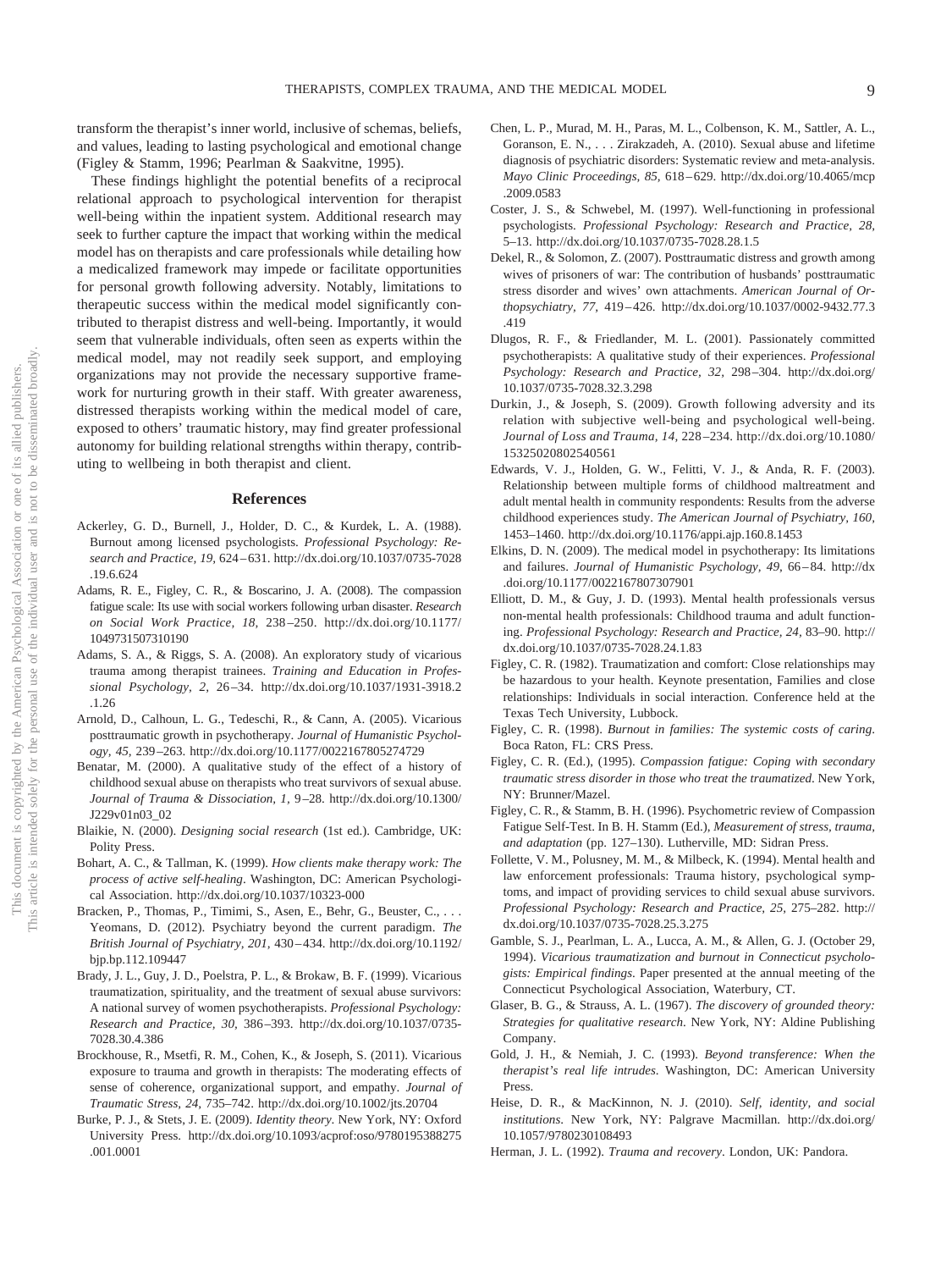transform the therapist's inner world, inclusive of schemas, beliefs, and values, leading to lasting psychological and emotional change (Figley & Stamm, 1996; Pearlman & Saakvitne, 1995).

These findings highlight the potential benefits of a reciprocal relational approach to psychological intervention for therapist well-being within the inpatient system. Additional research may seek to further capture the impact that working within the medical model has on therapists and care professionals while detailing how a medicalized framework may impede or facilitate opportunities for personal growth following adversity. Notably, limitations to therapeutic success within the medical model significantly contributed to therapist distress and well-being. Importantly, it would seem that vulnerable individuals, often seen as experts within the medical model, may not readily seek support, and employing organizations may not provide the necessary supportive framework for nurturing growth in their staff. With greater awareness, distressed therapists working within the medical model of care, exposed to others' traumatic history, may find greater professional autonomy for building relational strengths within therapy, contributing to wellbeing in both therapist and client.

## References

Ackerley, G. D., Burnell, J., Holder, D. C., & Kurdek, L. A. (1988). Burnout among licensed psychologists. *Professional Psychology: Research and Practice, 19,* 624–631. http://dx.doi.org/10.1037/0735-7028.19.6.624

Adams, R. E., Figley, C. R., & Boscarino, J. A. (2008). The compassion fatigue scale: Its use with social workers following urban disaster. *Research on Social Work Practice, 18,* 238–250. http://dx.doi.org/10.1177/1049731507310190

Adams, S. A., & Riggs, S. A. (2008). An exploratory study of vicarious trauma among therapist trainees. *Training and Education in Professional Psychology, 2,* 26–34. http://dx.doi.org/10.1037/1931-3918.2.1.26

Arnold, D., Calhoun, L. G., Tedeschi, R., & Cann, A. (2005). Vicarious posttraumatic growth in psychotherapy. *Journal of Humanistic Psychology, 45,* 239–263. http://dx.doi.org/10.1177/0022167805274729

Benatar, M. (2000). A qualitative study of the effect of a history of childhood sexual abuse on therapists who treat survivors of sexual abuse. *Journal of Trauma & Dissociation, 1,* 9–28. http://dx.doi.org/10.1300/J229v01n03_02

Blaikie, N. (2000). *Designing social research* (1st ed.). Cambridge, UK: Polity Press.

Bohart, A. C., & Tallman, K. (1999). *How clients make therapy work: The process of active self-healing*. Washington, DC: American Psychological Association. http://dx.doi.org/10.1037/10323-000

Bracken, P., Thomas, P., Timimi, S., Asen, E., Behr, G., Beuster, C., . . . Yeomans, D. (2012). Psychiatry beyond the current paradigm. *The British Journal of Psychiatry, 201,* 430–434. http://dx.doi.org/10.1192/bjp.bp.112.109447

Brady, J. L., Guy, J. D., Poelstra, P. L., & Brokaw, B. F. (1999). Vicarious traumatization, spirituality, and the treatment of sexual abuse survivors: A national survey of women psychotherapists. *Professional Psychology: Research and Practice, 30,* 386–393. http://dx.doi.org/10.1037/0735-7028.30.4.386

Brockhouse, R., Msetfi, R. M., Cohen, K., & Joseph, S. (2011). Vicarious exposure to trauma and growth in therapists: The moderating effects of sense of coherence, organizational support, and empathy. *Journal of Traumatic Stress, 24,* 735–742. http://dx.doi.org/10.1002/jts.20704

Burke, P. J., & Stets, J. E. (2009). *Identity theory*. New York, NY: Oxford University Press. http://dx.doi.org/10.1093/acprof:oso/9780195388275.001.0001

Chen, L. P., Murad, M. H., Paras, M. L., Colbenson, K. M., Sattler, A. L., Goranson, E. N., . . . Zirakzadeh, A. (2010). Sexual abuse and lifetime diagnosis of psychiatric disorders: Systematic review and meta-analysis. *Mayo Clinic Proceedings, 85,* 618–629. http://dx.doi.org/10.4065/mcp.2009.0583

Coster, J. S., & Schwebel, M. (1997). Well-functioning in professional psychologists. *Professional Psychology: Research and Practice, 28,* 5–13. http://dx.doi.org/10.1037/0735-7028.28.1.5

Dekel, R., & Solomon, Z. (2007). Posttraumatic distress and growth among wives of prisoners of war: The contribution of husbands' posttraumatic stress disorder and wives' own attachments. *American Journal of Orthopsychiatry, 77,* 419–426. http://dx.doi.org/10.1037/0002-9432.77.3.419

Dlugos, R. F., & Friedlander, M. L. (2001). Passionately committed psychotherapists: A qualitative study of their experiences. *Professional Psychology: Research and Practice, 32,* 298–304. http://dx.doi.org/10.1037/0735-7028.32.3.298

Durkin, J., & Joseph, S. (2009). Growth following adversity and its relation with subjective well-being and psychological well-being. *Journal of Loss and Trauma, 14,* 228–234. http://dx.doi.org/10.1080/15325020802540561

Edwards, V. J., Holden, G. W., Felitti, V. J., & Anda, R. F. (2003). Relationship between multiple forms of childhood maltreatment and adult mental health in community respondents: Results from the adverse childhood experiences study. *The American Journal of Psychiatry, 160,* 1453–1460. http://dx.doi.org/10.1176/appi.ajp.160.8.1453

Elkins, D. N. (2009). The medical model in psychotherapy: Its limitations and failures. *Journal of Humanistic Psychology, 49,* 66–84. http://dx.doi.org/10.1177/0022167807307901

Elliott, D. M., & Guy, J. D. (1993). Mental health professionals versus non-mental health professionals: Childhood trauma and adult functioning. *Professional Psychology: Research and Practice, 24,* 83–90. http://dx.doi.org/10.1037/0735-7028.24.1.83

Figley, C. R. (1982). Traumatization and comfort: Close relationships may be hazardous to your health. Keynote presentation, Families and close relationships: Individuals in social interaction. Conference held at the Texas Tech University, Lubbock.

Figley, C. R. (1998). *Burnout in families: The systemic costs of caring*. Boca Raton, FL: CRS Press.

Figley, C. R. (Ed.), (1995). *Compassion fatigue: Coping with secondary traumatic stress disorder in those who treat the traumatized*. New York, NY: Brunner/Mazel.

Figley, C. R., & Stamm, B. H. (1996). Psychometric review of Compassion Fatigue Self-Test. In B. H. Stamm (Ed.), *Measurement of stress, trauma, and adaptation* (pp. 127–130). Lutherville, MD: Sidran Press.

Follette, V. M., Polusney, M. M., & Milbeck, K. (1994). Mental health and law enforcement professionals: Trauma history, psychological symptoms, and impact of providing services to child sexual abuse survivors. *Professional Psychology: Research and Practice, 25,* 275–282. http://dx.doi.org/10.1037/0735-7028.25.3.275

Gamble, S. J., Pearlman, L. A., Lucca, A. M., & Allen, G. J. (October 29, 1994). *Vicarious traumatization and burnout in Connecticut psychologists: Empirical findings*. Paper presented at the annual meeting of the Connecticut Psychological Association, Waterbury, CT.

Glaser, B. G., & Strauss, A. L. (1967). *The discovery of grounded theory: Strategies for qualitative research*. New York, NY: Aldine Publishing Company.

Gold, J. H., & Nemiah, J. C. (1993). *Beyond transference: When the therapist's real life intrudes*. Washington, DC: American University Press.

Heise, D. R., & MacKinnon, N. J. (2010). *Self, identity, and social institutions*. New York, NY: Palgrave Macmillan. http://dx.doi.org/10.1057/9780230108493

Herman, J. L. (1992). *Trauma and recovery*. London, UK: Pandora.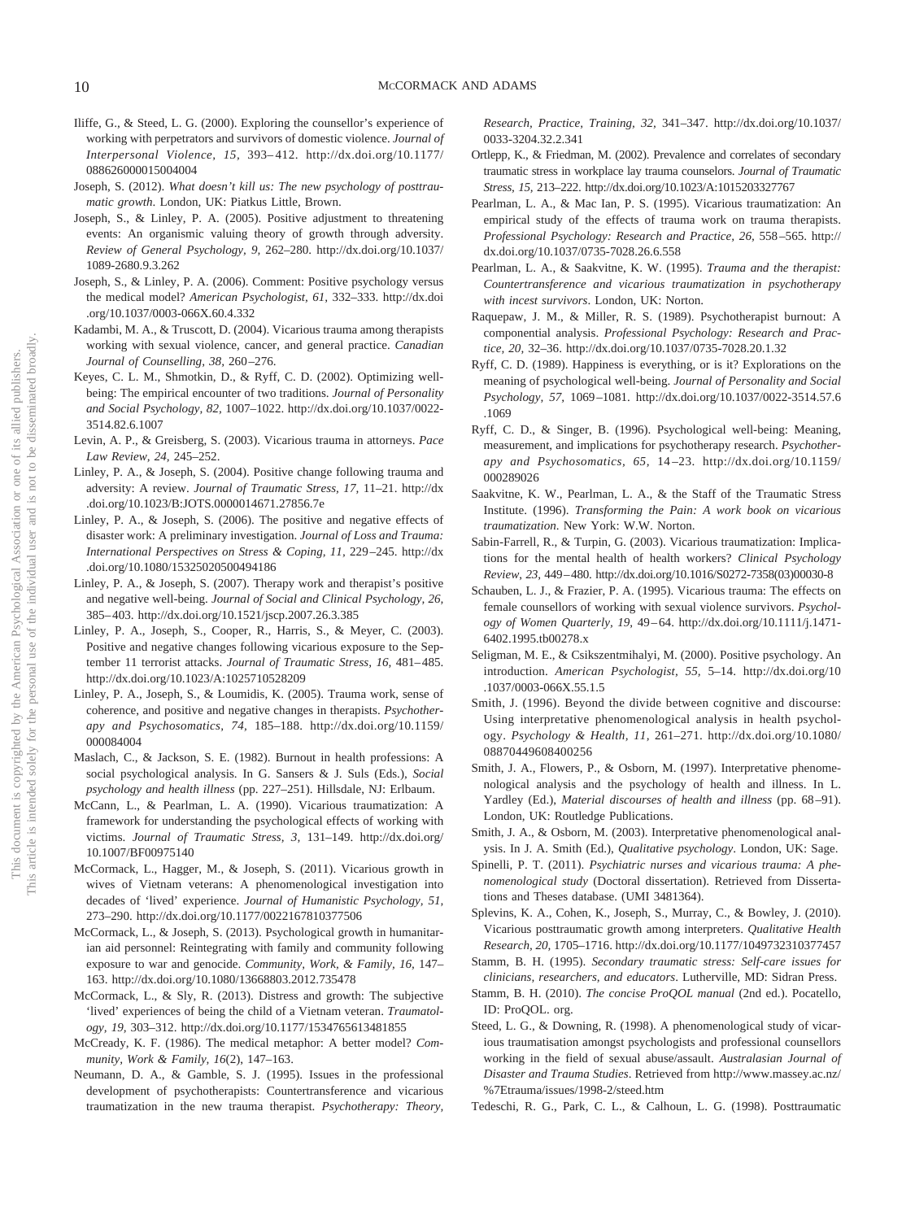Iliffe, G., & Steed, L. G. (2000). Exploring the counsellor's experience of working with perpetrators and survivors of domestic violence. *Journal of Interpersonal Violence, 15,* 393–412. http://dx.doi.org/10.1177/088626000015004004

Joseph, S. (2012). *What doesn't kill us: The new psychology of posttraumatic growth*. London, UK: Piatkus Little, Brown.

Joseph, S., & Linley, P. A. (2005). Positive adjustment to threatening events: An organismic valuing theory of growth through adversity. *Review of General Psychology, 9,* 262–280. http://dx.doi.org/10.1037/1089-2680.9.3.262

Joseph, S., & Linley, P. A. (2006). Comment: Positive psychology versus the medical model? *American Psychologist, 61,* 332–333. http://dx.doi.org/10.1037/0003-066X.60.4.332

Kadambi, M. A., & Truscott, D. (2004). Vicarious trauma among therapists working with sexual violence, cancer, and general practice. *Canadian Journal of Counselling, 38,* 260–276.

Keyes, C. L. M., Shmotkin, D., & Ryff, C. D. (2002). Optimizing well-being: The empirical encounter of two traditions. *Journal of Personality and Social Psychology, 82,* 1007–1022. http://dx.doi.org/10.1037/0022-3514.82.6.1007

Levin, A. P., & Greisberg, S. (2003). Vicarious trauma in attorneys. *Pace Law Review, 24,* 245–252.

Linley, P. A., & Joseph, S. (2004). Positive change following trauma and adversity: A review. *Journal of Traumatic Stress, 17,* 11–21. http://dx.doi.org/10.1023/B:JOTS.0000014671.27856.7e

Linley, P. A., & Joseph, S. (2006). The positive and negative effects of disaster work: A preliminary investigation. *Journal of Loss and Trauma: International Perspectives on Stress & Coping, 11,* 229–245. http://dx.doi.org/10.1080/15325020500494186

Linley, P. A., & Joseph, S. (2007). Therapy work and therapist's positive and negative well-being. *Journal of Social and Clinical Psychology, 26,* 385–403. http://dx.doi.org/10.1521/jscp.2007.26.3.385

Linley, P. A., Joseph, S., Cooper, R., Harris, S., & Meyer, C. (2003). Positive and negative changes following vicarious exposure to the September 11 terrorist attacks. *Journal of Traumatic Stress, 16,* 481–485. http://dx.doi.org/10.1023/A:1025710528209

Linley, P. A., Joseph, S., & Loumidis, K. (2005). Trauma work, sense of coherence, and positive and negative changes in therapists. *Psychotherapy and Psychosomatics, 74,* 185–188. http://dx.doi.org/10.1159/000084004

Maslach, C., & Jackson, S. E. (1982). Burnout in health professions: A social psychological analysis. In G. Sansers & J. Suls (Eds.), *Social psychology and health illness* (pp. 227–251). Hillsdale, NJ: Erlbaum.

McCann, L., & Pearlman, L. A. (1990). Vicarious traumatization: A framework for understanding the psychological effects of working with victims. *Journal of Traumatic Stress, 3,* 131–149. http://dx.doi.org/10.1007/BF00975140

McCormack, L., Hagger, M., & Joseph, S. (2011). Vicarious growth in wives of Vietnam veterans: A phenomenological investigation into decades of 'lived' experience. *Journal of Humanistic Psychology, 51,* 273–290. http://dx.doi.org/10.1177/0022167810377506

McCormack, L., & Joseph, S. (2013). Psychological growth in humanitarian aid personnel: Reintegrating with family and community following exposure to war and genocide. *Community, Work, & Family, 16,* 147–163. http://dx.doi.org/10.1080/13668803.2012.735478

McCormack, L., & Sly, R. (2013). Distress and growth: The subjective 'lived' experiences of being the child of a Vietnam veteran. *Traumatology, 19,* 303–312. http://dx.doi.org/10.1177/1534765613481855

McCready, K. F. (1986). The medical metaphor: A better model? *Community, Work & Family, 16*(2), 147–163.

Neumann, D. A., & Gamble, S. J. (1995). Issues in the professional development of psychotherapists: Countertransference and vicarious traumatization in the new trauma therapist. *Psychotherapy: Theory, Research, Practice, Training, 32,* 341–347. http://dx.doi.org/10.1037/0033-3204.32.2.341

Ortlepp, K., & Friedman, M. (2002). Prevalence and correlates of secondary traumatic stress in workplace lay trauma counselors. *Journal of Traumatic Stress, 15,* 213–222. http://dx.doi.org/10.1023/A:1015203327767

Pearlman, L. A., & Mac Ian, P. S. (1995). Vicarious traumatization: An empirical study of the effects of trauma work on trauma therapists. *Professional Psychology: Research and Practice, 26,* 558–565. http://dx.doi.org/10.1037/0735-7028.26.6.558

Pearlman, L. A., & Saakvitne, K. W. (1995). *Trauma and the therapist: Countertransference and vicarious traumatization in psychotherapy with incest survivors*. London, UK: Norton.

Raquepaw, J. M., & Miller, R. S. (1989). Psychotherapist burnout: A componential analysis. *Professional Psychology: Research and Practice, 20,* 32–36. http://dx.doi.org/10.1037/0735-7028.20.1.32

Ryff, C. D. (1989). Happiness is everything, or is it? Explorations on the meaning of psychological well-being. *Journal of Personality and Social Psychology, 57,* 1069–1081. http://dx.doi.org/10.1037/0022-3514.57.6.1069

Ryff, C. D., & Singer, B. (1996). Psychological well-being: Meaning, measurement, and implications for psychotherapy research. *Psychotherapy and Psychosomatics, 65,* 14–23. http://dx.doi.org/10.1159/000289026

Saakvitne, K. W., Pearlman, L. A., & the Staff of the Traumatic Stress Institute. (1996). *Transforming the Pain: A work book on vicarious traumatization*. New York: W.W. Norton.

Sabin-Farrell, R., & Turpin, G. (2003). Vicarious traumatization: Implications for the mental health of health workers? *Clinical Psychology Review, 23,* 449–480. http://dx.doi.org/10.1016/S0272-7358(03)00030-8

Schauben, L. J., & Frazier, P. A. (1995). Vicarious trauma: The effects on female counsellors of working with sexual violence survivors. *Psychology of Women Quarterly, 19,* 49–64. http://dx.doi.org/10.1111/j.1471-6402.1995.tb00278.x

Seligman, M. E., & Csikszentmihalyi, M. (2000). Positive psychology. An introduction. *American Psychologist, 55,* 5–14. http://dx.doi.org/10.1037/0003-066X.55.1.5

Smith, J. (1996). Beyond the divide between cognitive and discourse: Using interpretative phenomenological analysis in health psychology. *Psychology & Health, 11,* 261–271. http://dx.doi.org/10.1080/08870449608400256

Smith, J. A., Flowers, P., & Osborn, M. (1997). Interpretative phenomenological analysis and the psychology of health and illness. In L. Yardley (Ed.), *Material discourses of health and illness* (pp. 68–91). London, UK: Routledge Publications.

Smith, J. A., & Osborn, M. (2003). Interpretative phenomenological analysis. In J. A. Smith (Ed.), *Qualitative psychology*. London, UK: Sage.

Spinelli, P. T. (2011). *Psychiatric nurses and vicarious trauma: A phenomenological study* (Doctoral dissertation). Retrieved from Dissertations and Theses database. (UMI 3481364).

Splevins, K. A., Cohen, K., Joseph, S., Murray, C., & Bowley, J. (2010). Vicarious posttraumatic growth among interpreters. *Qualitative Health Research, 20,* 1705–1716. http://dx.doi.org/10.1177/1049732310377457

Stamm, B. H. (1995). *Secondary traumatic stress: Self-care issues for clinicians, researchers, and educators*. Lutherville, MD: Sidran Press.

Stamm, B. H. (2010). *The concise ProQOL manual* (2nd ed.). Pocatello, ID: ProQOL. org.

Steed, L. G., & Downing, R. (1998). A phenomenological study of vicarious traumatisation amongst psychologists and professional counsellors working in the field of sexual abuse/assault. *Australasian Journal of Disaster and Trauma Studies*. Retrieved from http://www.massey.ac.nz/%7Etrauma/issues/1998-2/steed.htm

Tedeschi, R. G., Park, C. L., & Calhoun, L. G. (1998). Posttraumatic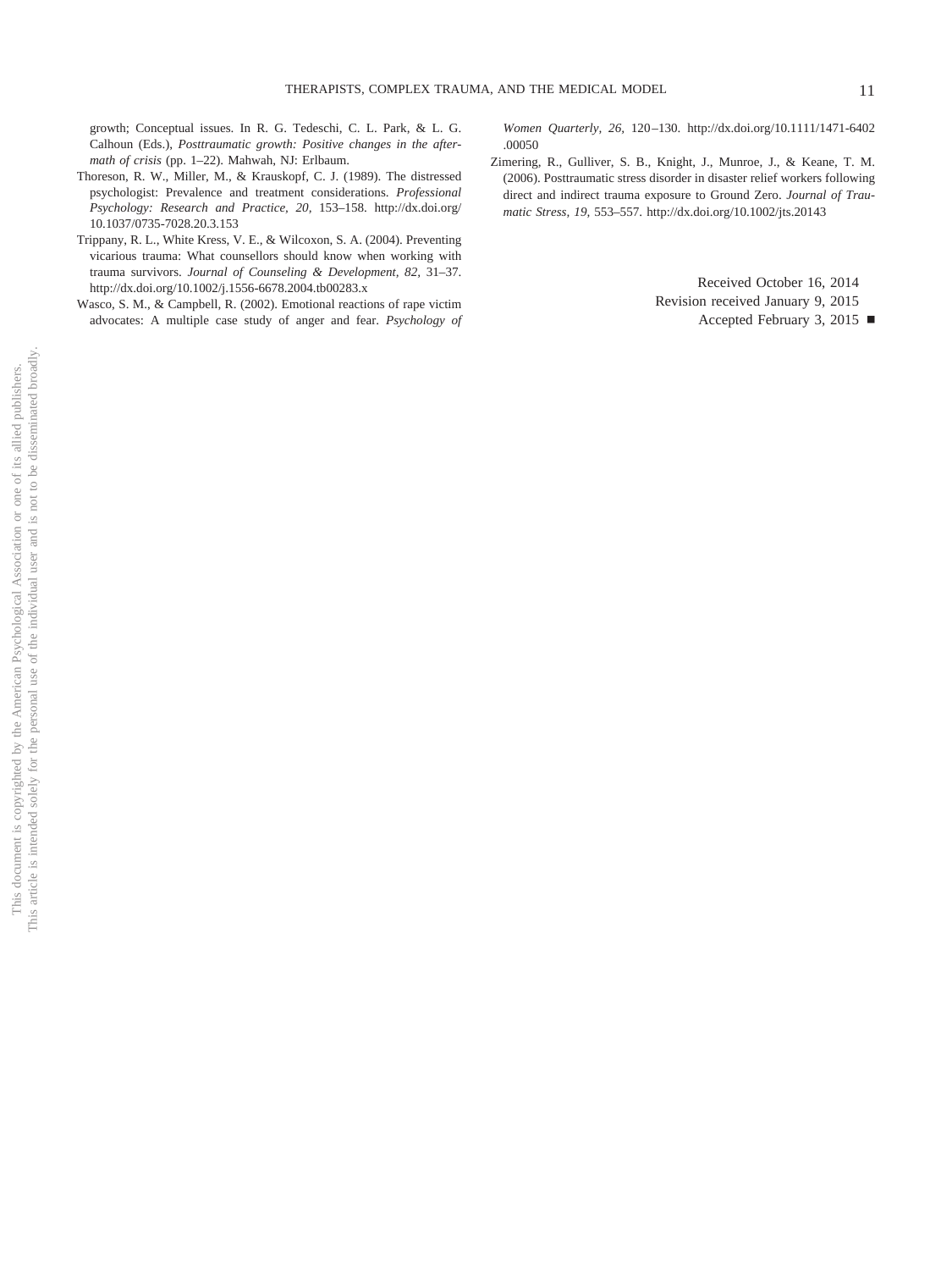growth; Conceptual issues. In R. G. Tedeschi, C. L. Park, & L. G. Calhoun (Eds.), *Posttraumatic growth: Positive changes in the aftermath of crisis* (pp. 1–22). Mahwah, NJ: Erlbaum.

Thoreson, R. W., Miller, M., & Krauskopf, C. J. (1989). The distressed psychologist: Prevalence and treatment considerations. *Professional Psychology: Research and Practice, 20,* 153–158. http://dx.doi.org/10.1037/0735-7028.20.3.153

Trippany, R. L., White Kress, V. E., & Wilcoxon, S. A. (2004). Preventing vicarious trauma: What counsellors should know when working with trauma survivors. *Journal of Counseling & Development, 82,* 31–37. http://dx.doi.org/10.1002/j.1556-6678.2004.tb00283.x

Wasco, S. M., & Campbell, R. (2002). Emotional reactions of rape victim advocates: A multiple case study of anger and fear. *Psychology of Women Quarterly, 26,* 120–130. http://dx.doi.org/10.1111/1471-6402.00050

Zimering, R., Gulliver, S. B., Knight, J., Munroe, J., & Keane, T. M. (2006). Posttraumatic stress disorder in disaster relief workers following direct and indirect trauma exposure to Ground Zero. *Journal of Traumatic Stress, 19,* 553–557. http://dx.doi.org/10.1002/jts.20143

Received October 16, 2014
Revision received January 9, 2015
Accepted February 3, 2015 ■